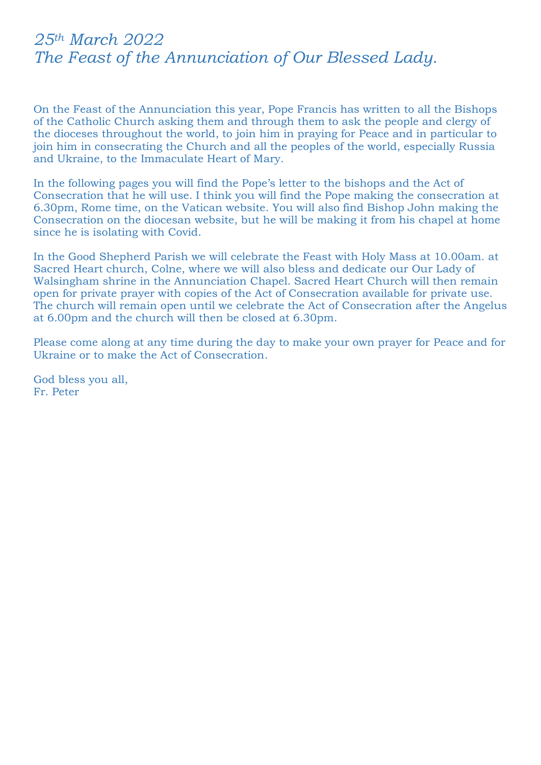# *25th March 2022*
# *The Feast of the Annunciation of Our Blessed Lady.*

On the Feast of the Annunciation this year, Pope Francis has written to all the Bishops of the Catholic Church asking them and through them to ask the people and clergy of the dioceses throughout the world, to join him in praying for Peace and in particular to join him in consecrating the Church and all the peoples of the world, especially Russia and Ukraine, to the Immaculate Heart of Mary.

In the following pages you will find the Pope's letter to the bishops and the Act of Consecration that he will use. I think you will find the Pope making the consecration at 6.30pm, Rome time, on the Vatican website. You will also find Bishop John making the Consecration on the diocesan website, but he will be making it from his chapel at home since he is isolating with Covid.

In the Good Shepherd Parish we will celebrate the Feast with Holy Mass at 10.00am. at Sacred Heart church, Colne, where we will also bless and dedicate our Our Lady of Walsingham shrine in the Annunciation Chapel. Sacred Heart Church will then remain open for private prayer with copies of the Act of Consecration available for private use. The church will remain open until we celebrate the Act of Consecration after the Angelus at 6.00pm and the church will then be closed at 6.30pm.

Please come along at any time during the day to make your own prayer for Peace and for Ukraine or to make the Act of Consecration.

God bless you all,
Fr. Peter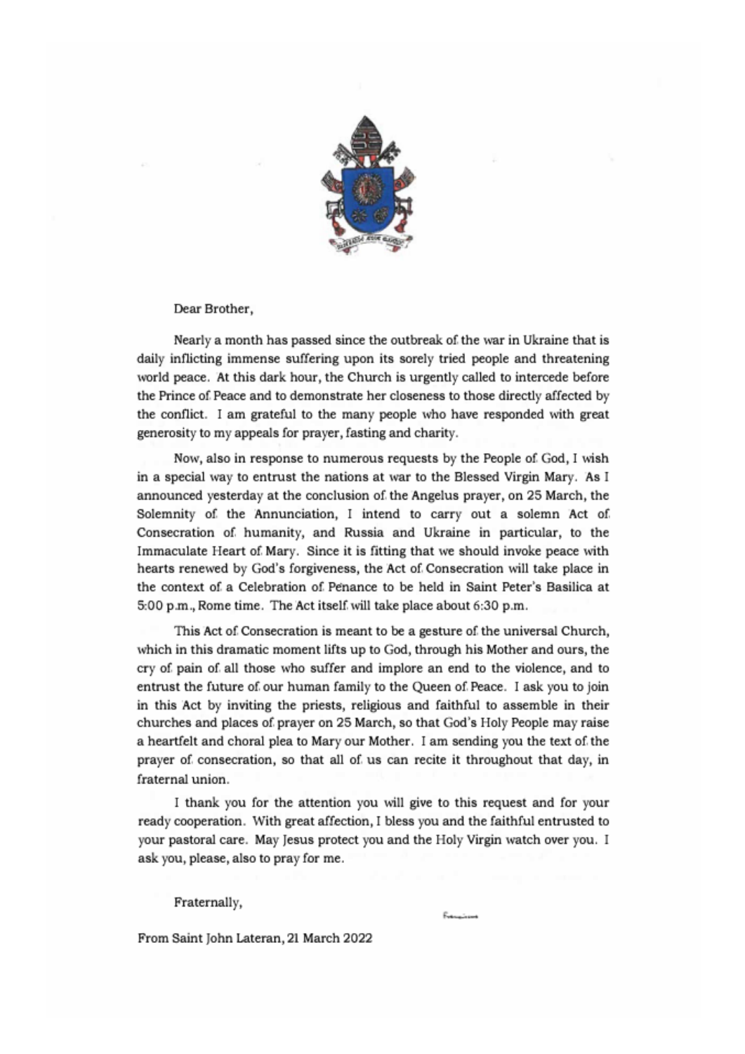Dear Brother,

Nearly a month has passed since the outbreak of the war in Ukraine that is daily inflicting immense suffering upon its sorely tried people and threatening world peace. At this dark hour, the Church is urgently called to intercede before the Prince of Peace and to demonstrate her closeness to those directly affected by the conflict. I am grateful to the many people who have responded with great generosity to my appeals for prayer, fasting and charity.

Now, also in response to numerous requests by the People of God, I wish in a special way to entrust the nations at war to the Blessed Virgin Mary. As I announced yesterday at the conclusion of the Angelus prayer, on 25 March, the Solemnity of the Annunciation, I intend to carry out a solemn Act of Consecration of humanity, and Russia and Ukraine in particular, to the Immaculate Heart of Mary. Since it is fitting that we should invoke peace with hearts renewed by God's forgiveness, the Act of Consecration will take place in the context of a Celebration of Penance to be held in Saint Peter's Basilica at 5:00 p.m., Rome time. The Act itself will take place about 6:30 p.m.

This Act of Consecration is meant to be a gesture of the universal Church, which in this dramatic moment lifts up to God, through his Mother and ours, the cry of pain of all those who suffer and implore an end to the violence, and to entrust the future of our human family to the Queen of Peace. I ask you to join in this Act by inviting the priests, religious and faithful to assemble in their churches and places of prayer on 25 March, so that God's Holy People may raise a heartfelt and choral plea to Mary our Mother. I am sending you the text of the prayer of consecration, so that all of us can recite it throughout that day, in fraternal union.

I thank you for the attention you will give to this request and for your ready cooperation. With great affection, I bless you and the faithful entrusted to your pastoral care. May Jesus protect you and the Holy Virgin watch over you. I ask you, please, also to pray for me.

Fraternally,

Franciscus

From Saint John Lateran, 21 March 2022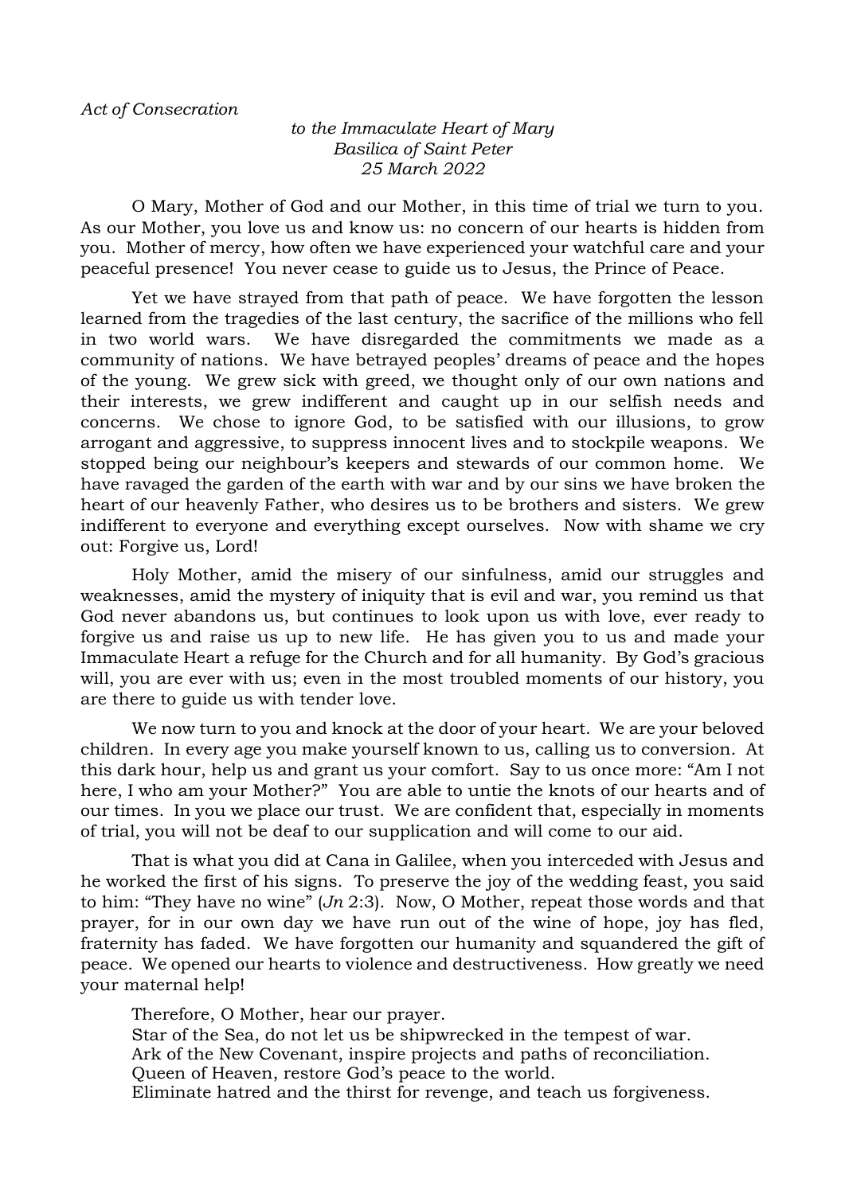*Act of Consecration*

*to the Immaculate Heart of Mary*
*Basilica of Saint Peter*
*25 March 2022*

O Mary, Mother of God and our Mother, in this time of trial we turn to you. As our Mother, you love us and know us: no concern of our hearts is hidden from you. Mother of mercy, how often we have experienced your watchful care and your peaceful presence! You never cease to guide us to Jesus, the Prince of Peace.

Yet we have strayed from that path of peace. We have forgotten the lesson learned from the tragedies of the last century, the sacrifice of the millions who fell in two world wars. We have disregarded the commitments we made as a community of nations. We have betrayed peoples' dreams of peace and the hopes of the young. We grew sick with greed, we thought only of our own nations and their interests, we grew indifferent and caught up in our selfish needs and concerns. We chose to ignore God, to be satisfied with our illusions, to grow arrogant and aggressive, to suppress innocent lives and to stockpile weapons. We stopped being our neighbour's keepers and stewards of our common home. We have ravaged the garden of the earth with war and by our sins we have broken the heart of our heavenly Father, who desires us to be brothers and sisters. We grew indifferent to everyone and everything except ourselves. Now with shame we cry out: Forgive us, Lord!

Holy Mother, amid the misery of our sinfulness, amid our struggles and weaknesses, amid the mystery of iniquity that is evil and war, you remind us that God never abandons us, but continues to look upon us with love, ever ready to forgive us and raise us up to new life. He has given you to us and made your Immaculate Heart a refuge for the Church and for all humanity. By God's gracious will, you are ever with us; even in the most troubled moments of our history, you are there to guide us with tender love.

We now turn to you and knock at the door of your heart. We are your beloved children. In every age you make yourself known to us, calling us to conversion. At this dark hour, help us and grant us your comfort. Say to us once more: "Am I not here, I who am your Mother?" You are able to untie the knots of our hearts and of our times. In you we place our trust. We are confident that, especially in moments of trial, you will not be deaf to our supplication and will come to our aid.

That is what you did at Cana in Galilee, when you interceded with Jesus and he worked the first of his signs. To preserve the joy of the wedding feast, you said to him: "They have no wine" (*Jn* 2:3). Now, O Mother, repeat those words and that prayer, for in our own day we have run out of the wine of hope, joy has fled, fraternity has faded. We have forgotten our humanity and squandered the gift of peace. We opened our hearts to violence and destructiveness. How greatly we need your maternal help!

Therefore, O Mother, hear our prayer.
Star of the Sea, do not let us be shipwrecked in the tempest of war.
Ark of the New Covenant, inspire projects and paths of reconciliation.
Queen of Heaven, restore God's peace to the world.
Eliminate hatred and the thirst for revenge, and teach us forgiveness.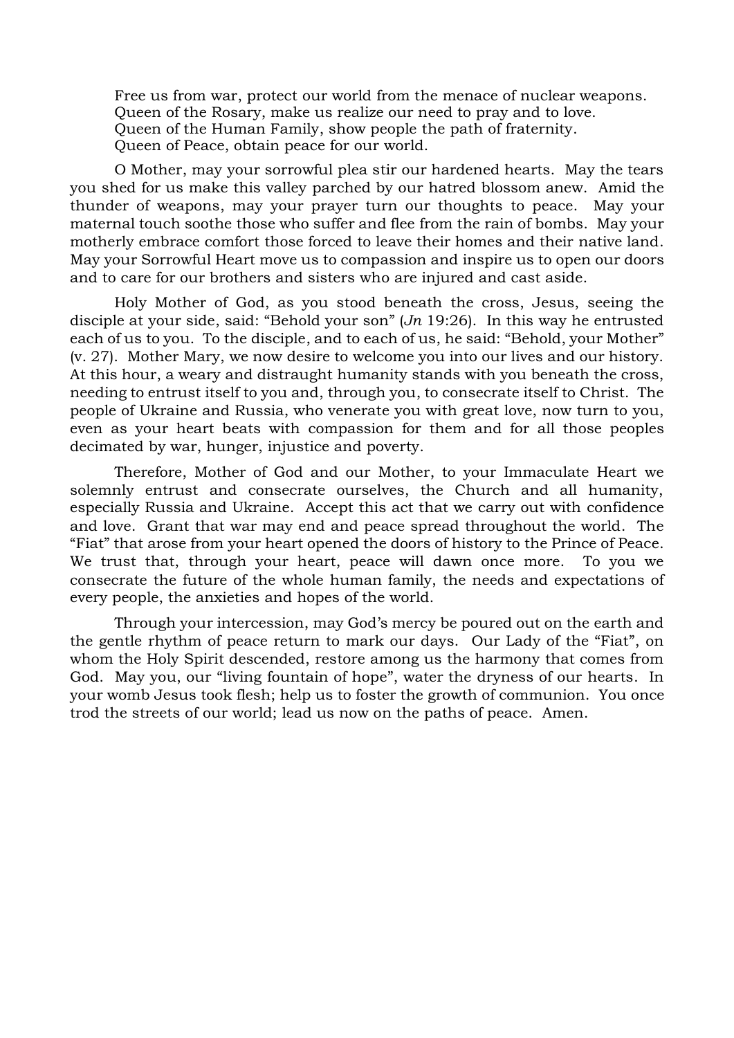Free us from war, protect our world from the menace of nuclear weapons.
Queen of the Rosary, make us realize our need to pray and to love.
Queen of the Human Family, show people the path of fraternity.
Queen of Peace, obtain peace for our world.

O Mother, may your sorrowful plea stir our hardened hearts. May the tears you shed for us make this valley parched by our hatred blossom anew. Amid the thunder of weapons, may your prayer turn our thoughts to peace. May your maternal touch soothe those who suffer and flee from the rain of bombs. May your motherly embrace comfort those forced to leave their homes and their native land. May your Sorrowful Heart move us to compassion and inspire us to open our doors and to care for our brothers and sisters who are injured and cast aside.

Holy Mother of God, as you stood beneath the cross, Jesus, seeing the disciple at your side, said: "Behold your son" (*Jn* 19:26). In this way he entrusted each of us to you. To the disciple, and to each of us, he said: "Behold, your Mother" (v. 27). Mother Mary, we now desire to welcome you into our lives and our history. At this hour, a weary and distraught humanity stands with you beneath the cross, needing to entrust itself to you and, through you, to consecrate itself to Christ. The people of Ukraine and Russia, who venerate you with great love, now turn to you, even as your heart beats with compassion for them and for all those peoples decimated by war, hunger, injustice and poverty.

Therefore, Mother of God and our Mother, to your Immaculate Heart we solemnly entrust and consecrate ourselves, the Church and all humanity, especially Russia and Ukraine. Accept this act that we carry out with confidence and love. Grant that war may end and peace spread throughout the world. The "Fiat" that arose from your heart opened the doors of history to the Prince of Peace. We trust that, through your heart, peace will dawn once more. To you we consecrate the future of the whole human family, the needs and expectations of every people, the anxieties and hopes of the world.

Through your intercession, may God's mercy be poured out on the earth and the gentle rhythm of peace return to mark our days. Our Lady of the "Fiat", on whom the Holy Spirit descended, restore among us the harmony that comes from God. May you, our "living fountain of hope", water the dryness of our hearts. In your womb Jesus took flesh; help us to foster the growth of communion. You once trod the streets of our world; lead us now on the paths of peace. Amen.